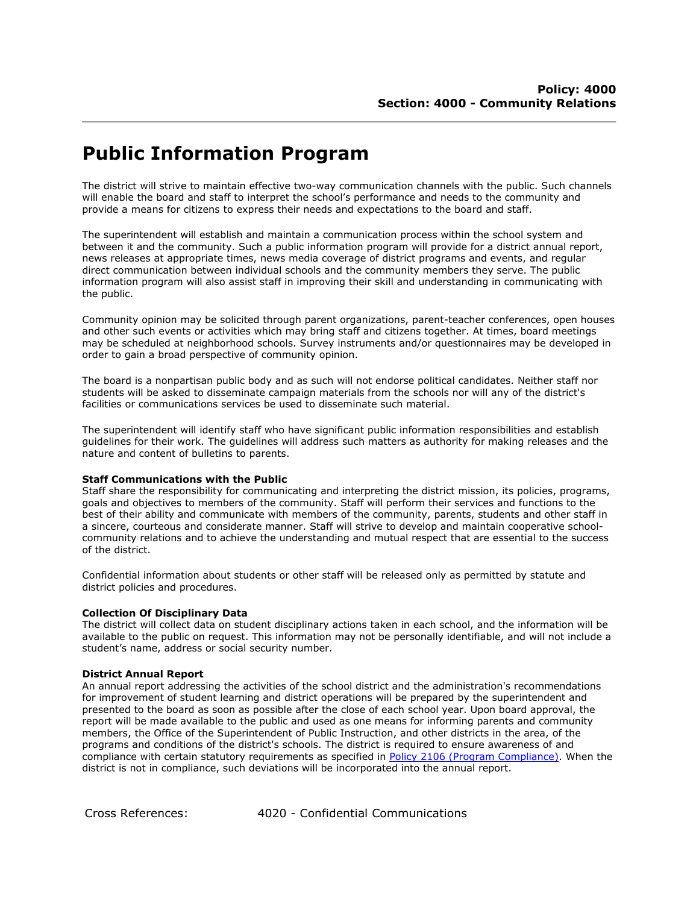**Policy: 4000**
**Section: 4000 - Community Relations**

# Public Information Program

The district will strive to maintain effective two-way communication channels with the public. Such channels will enable the board and staff to interpret the school's performance and needs to the community and provide a means for citizens to express their needs and expectations to the board and staff.

The superintendent will establish and maintain a communication process within the school system and between it and the community. Such a public information program will provide for a district annual report, news releases at appropriate times, news media coverage of district programs and events, and regular direct communication between individual schools and the community members they serve. The public information program will also assist staff in improving their skill and understanding in communicating with the public.

Community opinion may be solicited through parent organizations, parent-teacher conferences, open houses and other such events or activities which may bring staff and citizens together. At times, board meetings may be scheduled at neighborhood schools. Survey instruments and/or questionnaires may be developed in order to gain a broad perspective of community opinion.

The board is a nonpartisan public body and as such will not endorse political candidates. Neither staff nor students will be asked to disseminate campaign materials from the schools nor will any of the district's facilities or communications services be used to disseminate such material.

The superintendent will identify staff who have significant public information responsibilities and establish guidelines for their work. The guidelines will address such matters as authority for making releases and the nature and content of bulletins to parents.

**Staff Communications with the Public**
Staff share the responsibility for communicating and interpreting the district mission, its policies, programs, goals and objectives to members of the community. Staff will perform their services and functions to the best of their ability and communicate with members of the community, parents, students and other staff in a sincere, courteous and considerate manner. Staff will strive to develop and maintain cooperative school-community relations and to achieve the understanding and mutual respect that are essential to the success of the district.

Confidential information about students or other staff will be released only as permitted by statute and district policies and procedures.

**Collection Of Disciplinary Data**
The district will collect data on student disciplinary actions taken in each school, and the information will be available to the public on request. This information may not be personally identifiable, and will not include a student's name, address or social security number.

**District Annual Report**
An annual report addressing the activities of the school district and the administration's recommendations for improvement of student learning and district operations will be prepared by the superintendent and presented to the board as soon as possible after the close of each school year. Upon board approval, the report will be made available to the public and used as one means for informing parents and community members, the Office of the Superintendent of Public Instruction, and other districts in the area, of the programs and conditions of the district's schools. The district is required to ensure awareness of and compliance with certain statutory requirements as specified in Policy 2106 (Program Compliance). When the district is not in compliance, such deviations will be incorporated into the annual report.

Cross References: 4020 - Confidential Communications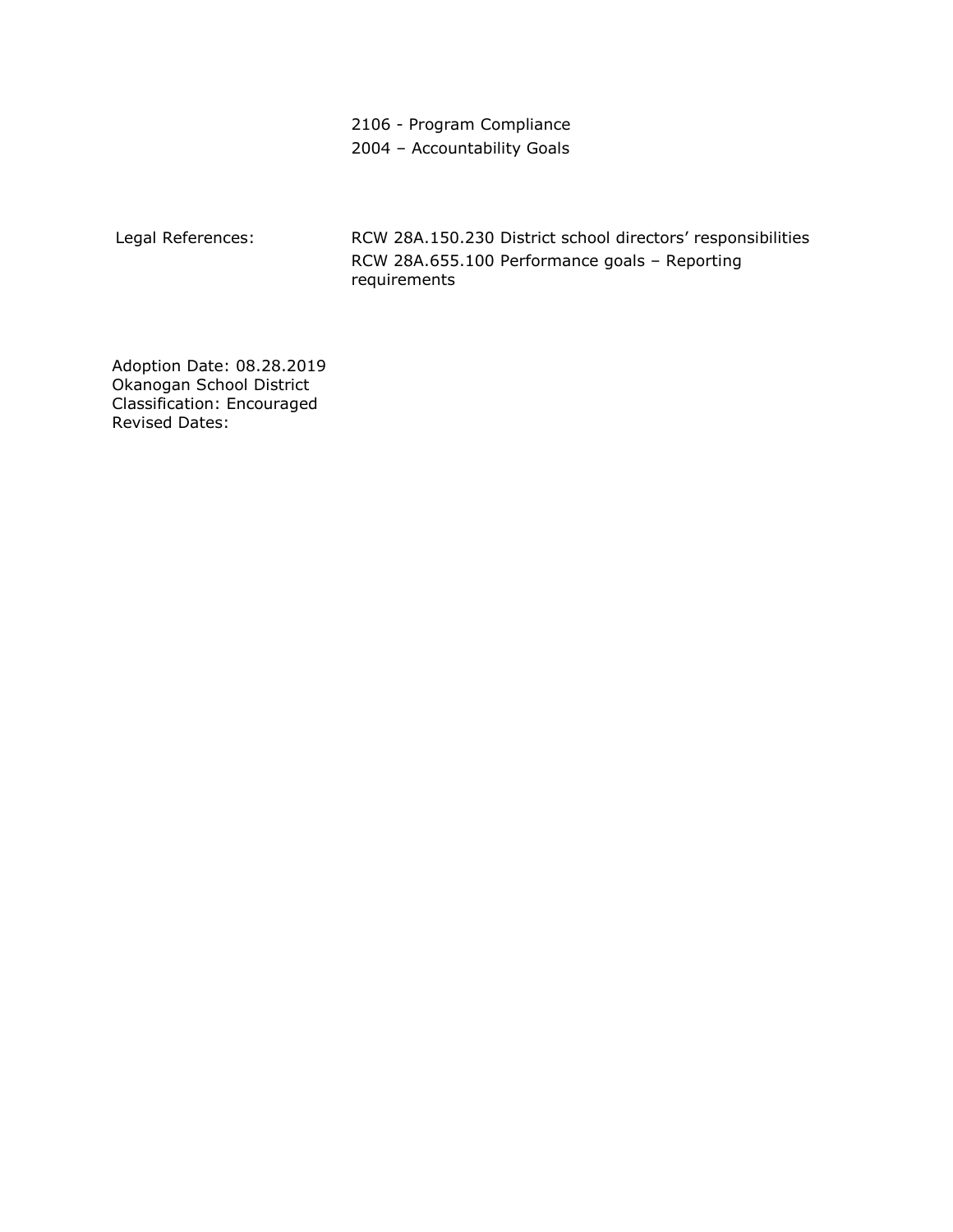2106 - Program Compliance
2004 – Accountability Goals

| | |
|---|---|
| Legal References: | RCW 28A.150.230 District school directors' responsibilities<br>RCW 28A.655.100 Performance goals – Reporting requirements |

Adoption Date: 08.28.2019
Okanogan School District
Classification: Encouraged
Revised Dates: